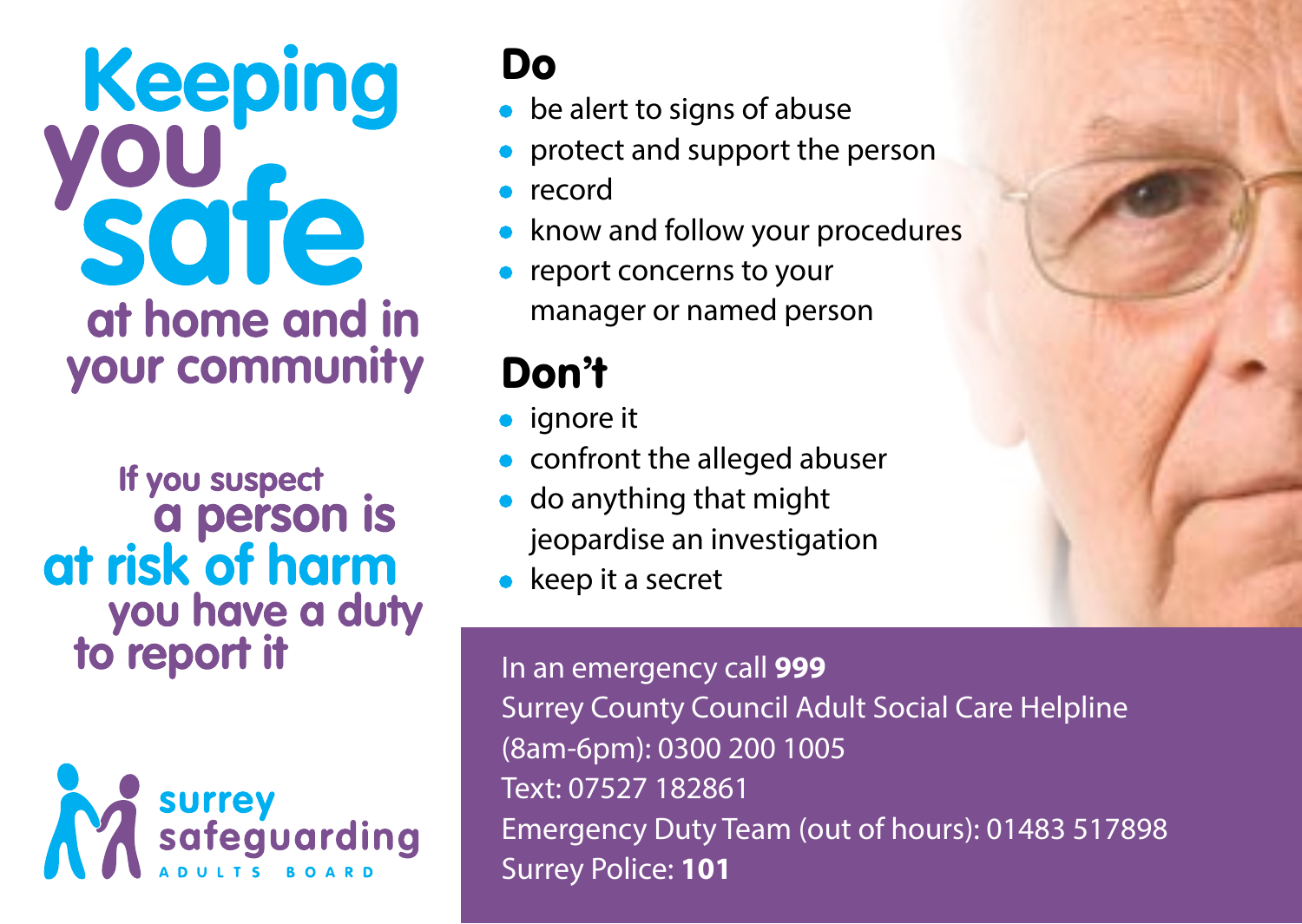# Keeping you safe at home and in your community

**If you suspect a person is at risk of harm you have a duty to report it**

surrey safeguarding ADULTS BOARD

## Do

- be alert to signs of abuse
- protect and support the person
- record
- know and follow your procedures
- report concerns to your manager or named person

## Don't

- ignore it
- confront the alleged abuser
- do anything that might jeopardise an investigation
- keep it a secret

In an emergency call **999**
Surrey County Council Adult Social Care Helpline (8am-6pm): 0300 200 1005
Text: 07527 182861
Emergency Duty Team (out of hours): 01483 517898
Surrey Police: **101**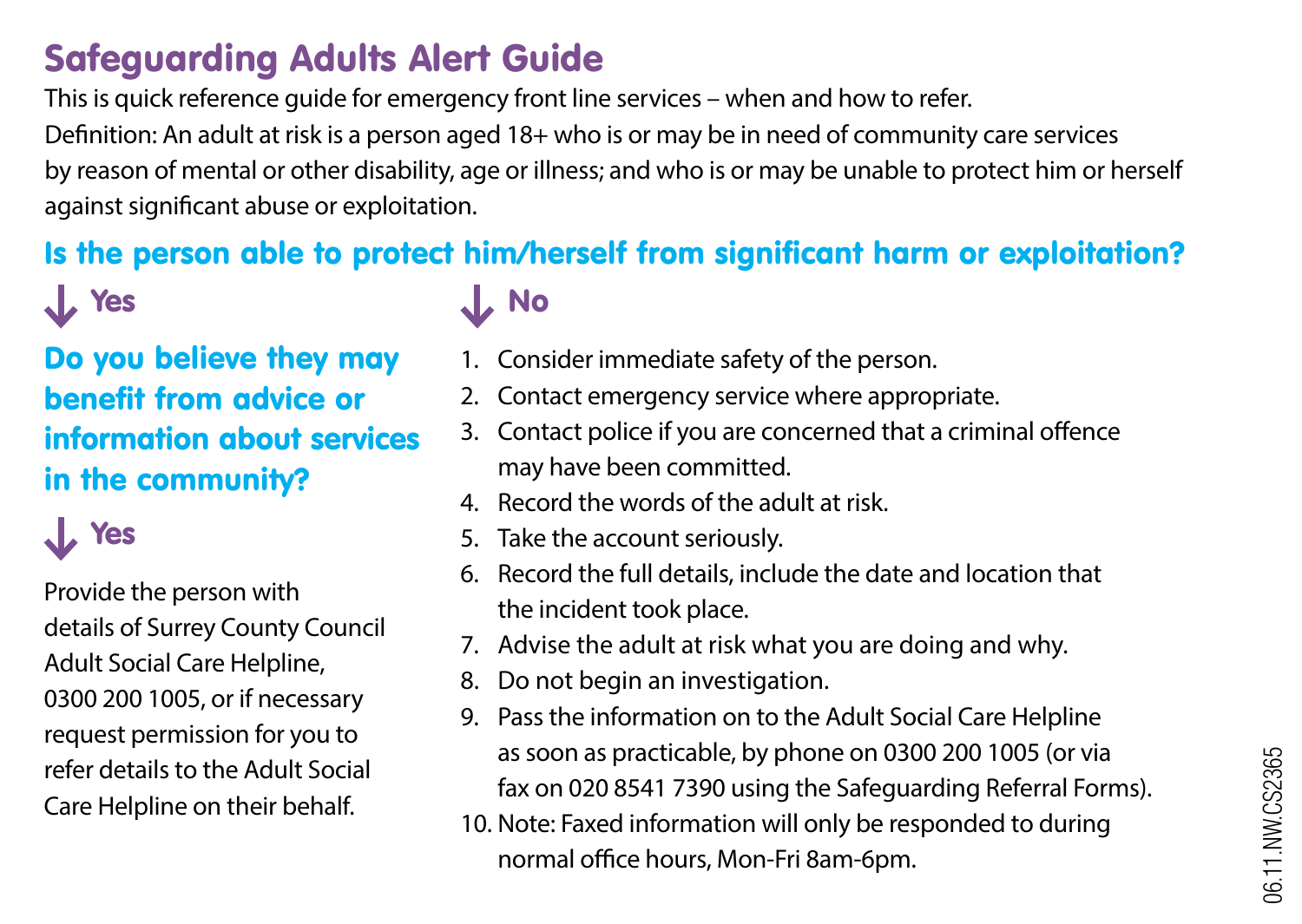# Safeguarding Adults Alert Guide

This is quick reference guide for emergency front line services – when and how to refer.

Definition: An adult at risk is a person aged 18+ who is or may be in need of community care services by reason of mental or other disability, age or illness; and who is or may be unable to protect him or herself against significant abuse or exploitation.

## Is the person able to protect him/herself from significant harm or exploitation?

### ↓ Yes

**Do you believe they may benefit from advice or information about services in the community?**

**↓ Yes**

Provide the person with details of Surrey County Council Adult Social Care Helpline, 0300 200 1005, or if necessary request permission for you to refer details to the Adult Social Care Helpline on their behalf.

### ↓ No

1. Consider immediate safety of the person.
2. Contact emergency service where appropriate.
3. Contact police if you are concerned that a criminal offence may have been committed.
4. Record the words of the adult at risk.
5. Take the account seriously.
6. Record the full details, include the date and location that the incident took place.
7. Advise the adult at risk what you are doing and why.
8. Do not begin an investigation.
9. Pass the information on to the Adult Social Care Helpline as soon as practicable, by phone on 0300 200 1005 (or via fax on 020 8541 7390 using the Safeguarding Referral Forms).
10. Note: Faxed information will only be responded to during normal office hours, Mon-Fri 8am-6pm.

06.11.NW.CS2365